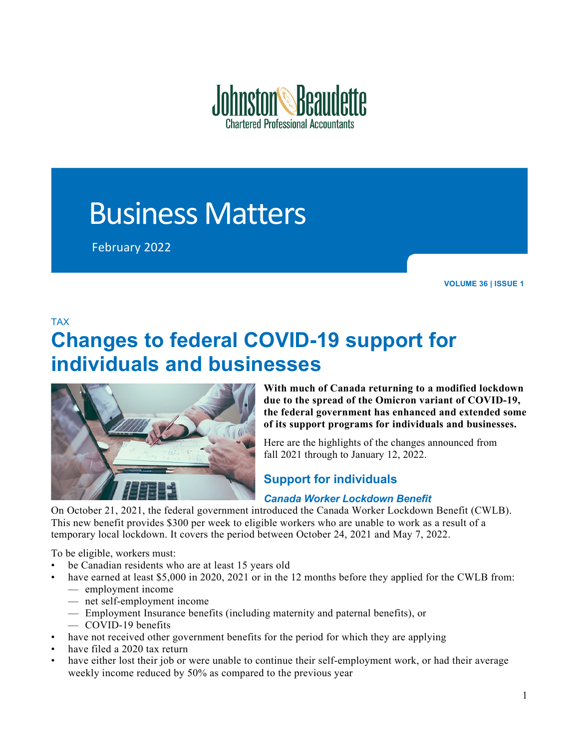Johnston Beaudette
Chartered Professional Accountants

# Business Matters

February 2022

VOLUME 36 | ISSUE 1

TAX

## Changes to federal COVID-19 support for individuals and businesses

**With much of Canada returning to a modified lockdown due to the spread of the Omicron variant of COVID-19, the federal government has enhanced and extended some of its support programs for individuals and businesses.**

Here are the highlights of the changes announced from fall 2021 through to January 12, 2022.

### Support for individuals

#### *Canada Worker Lockdown Benefit*

On October 21, 2021, the federal government introduced the Canada Worker Lockdown Benefit (CWLB). This new benefit provides $300 per week to eligible workers who are unable to work as a result of a temporary local lockdown. It covers the period between October 24, 2021 and May 7, 2022.

To be eligible, workers must:

- be Canadian residents who are at least 15 years old
- have earned at least $5,000 in 2020, 2021 or in the 12 months before they applied for the CWLB from:
  - employment income
  - net self-employment income
  - Employment Insurance benefits (including maternity and paternal benefits), or
  - COVID-19 benefits
- have not received other government benefits for the period for which they are applying
- have filed a 2020 tax return
- have either lost their job or were unable to continue their self-employment work, or had their average weekly income reduced by 50% as compared to the previous year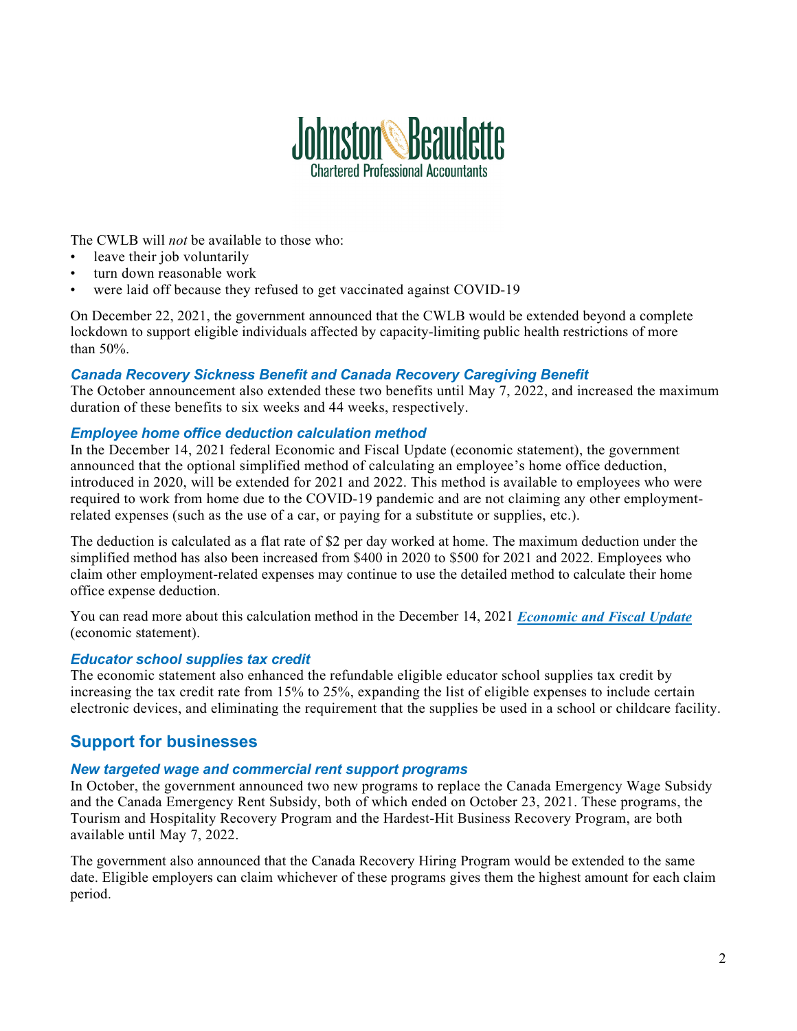The CWLB will *not* be available to those who:

- leave their job voluntarily
- turn down reasonable work
- were laid off because they refused to get vaccinated against COVID-19

On December 22, 2021, the government announced that the CWLB would be extended beyond a complete lockdown to support eligible individuals affected by capacity-limiting public health restrictions of more than 50%.

### *Canada Recovery Sickness Benefit and Canada Recovery Caregiving Benefit*

The October announcement also extended these two benefits until May 7, 2022, and increased the maximum duration of these benefits to six weeks and 44 weeks, respectively.

### *Employee home office deduction calculation method*

In the December 14, 2021 federal Economic and Fiscal Update (economic statement), the government announced that the optional simplified method of calculating an employee's home office deduction, introduced in 2020, will be extended for 2021 and 2022. This method is available to employees who were required to work from home due to the COVID-19 pandemic and are not claiming any other employment-related expenses (such as the use of a car, or paying for a substitute or supplies, etc.).

The deduction is calculated as a flat rate of $2 per day worked at home. The maximum deduction under the simplified method has also been increased from $400 in 2020 to $500 for 2021 and 2022. Employees who claim other employment-related expenses may continue to use the detailed method to calculate their home office expense deduction.

You can read more about this calculation method in the December 14, 2021 ***Economic and Fiscal Update*** (economic statement).

### *Educator school supplies tax credit*

The economic statement also enhanced the refundable eligible educator school supplies tax credit by increasing the tax credit rate from 15% to 25%, expanding the list of eligible expenses to include certain electronic devices, and eliminating the requirement that the supplies be used in a school or childcare facility.

## Support for businesses

### *New targeted wage and commercial rent support programs*

In October, the government announced two new programs to replace the Canada Emergency Wage Subsidy and the Canada Emergency Rent Subsidy, both of which ended on October 23, 2021. These programs, the Tourism and Hospitality Recovery Program and the Hardest-Hit Business Recovery Program, are both available until May 7, 2022.

The government also announced that the Canada Recovery Hiring Program would be extended to the same date. Eligible employers can claim whichever of these programs gives them the highest amount for each claim period.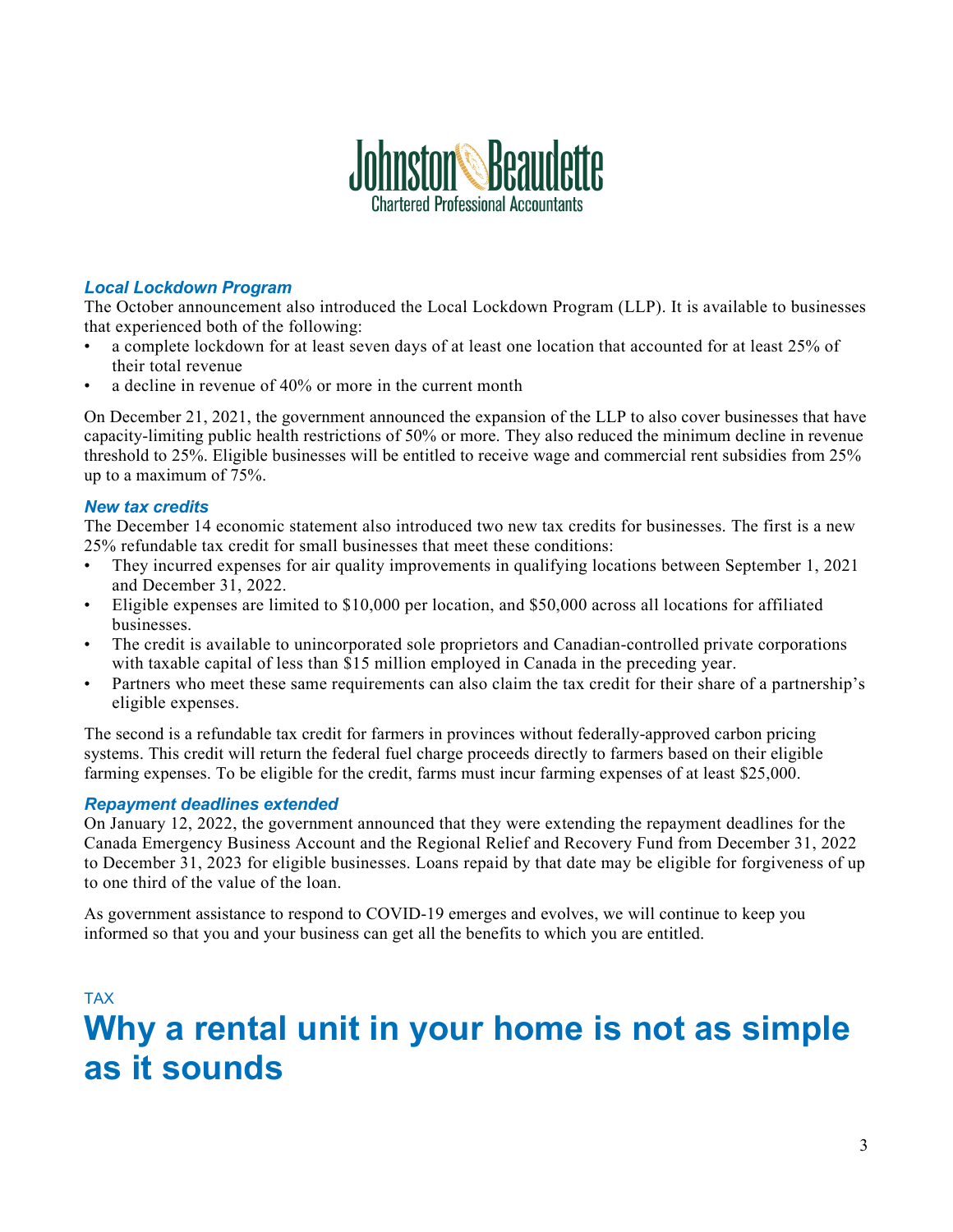### *Local Lockdown Program*

The October announcement also introduced the Local Lockdown Program (LLP). It is available to businesses that experienced both of the following:

- a complete lockdown for at least seven days of at least one location that accounted for at least 25% of their total revenue
- a decline in revenue of 40% or more in the current month

On December 21, 2021, the government announced the expansion of the LLP to also cover businesses that have capacity-limiting public health restrictions of 50% or more. They also reduced the minimum decline in revenue threshold to 25%. Eligible businesses will be entitled to receive wage and commercial rent subsidies from 25% up to a maximum of 75%.

### *New tax credits*

The December 14 economic statement also introduced two new tax credits for businesses. The first is a new 25% refundable tax credit for small businesses that meet these conditions:

- They incurred expenses for air quality improvements in qualifying locations between September 1, 2021 and December 31, 2022.
- Eligible expenses are limited to $10,000 per location, and $50,000 across all locations for affiliated businesses.
- The credit is available to unincorporated sole proprietors and Canadian-controlled private corporations with taxable capital of less than $15 million employed in Canada in the preceding year.
- Partners who meet these same requirements can also claim the tax credit for their share of a partnership's eligible expenses.

The second is a refundable tax credit for farmers in provinces without federally-approved carbon pricing systems. This credit will return the federal fuel charge proceeds directly to farmers based on their eligible farming expenses. To be eligible for the credit, farms must incur farming expenses of at least $25,000.

### *Repayment deadlines extended*

On January 12, 2022, the government announced that they were extending the repayment deadlines for the Canada Emergency Business Account and the Regional Relief and Recovery Fund from December 31, 2022 to December 31, 2023 for eligible businesses. Loans repaid by that date may be eligible for forgiveness of up to one third of the value of the loan.

As government assistance to respond to COVID-19 emerges and evolves, we will continue to keep you informed so that you and your business can get all the benefits to which you are entitled.

TAX

# Why a rental unit in your home is not as simple as it sounds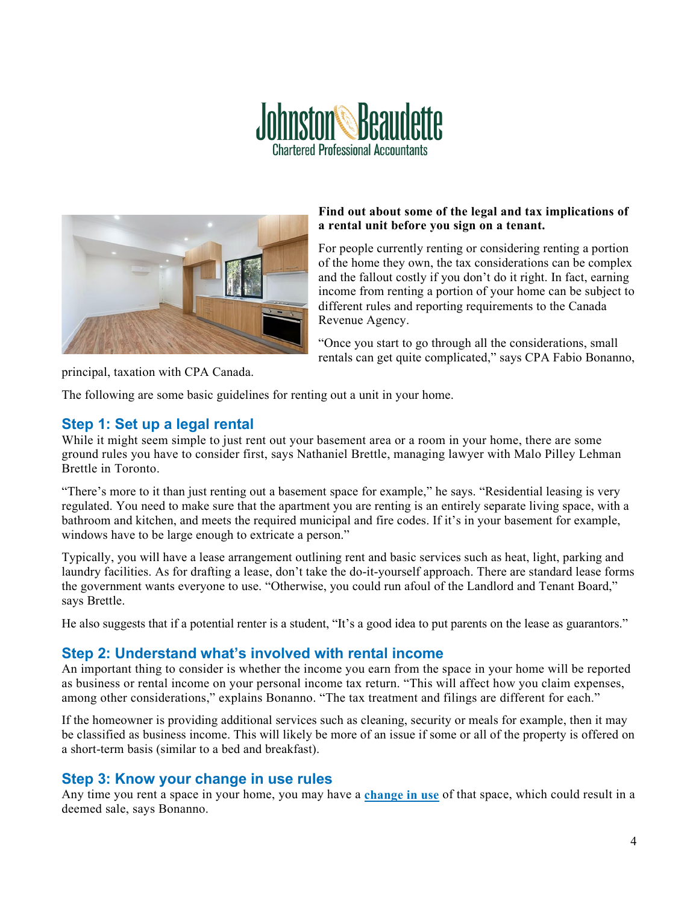Johnston Beaudette
Chartered Professional Accountants

**Find out about some of the legal and tax implications of a rental unit before you sign on a tenant.**

For people currently renting or considering renting a portion of the home they own, the tax considerations can be complex and the fallout costly if you don't do it right. In fact, earning income from renting a portion of your home can be subject to different rules and reporting requirements to the Canada Revenue Agency.

"Once you start to go through all the considerations, small rentals can get quite complicated," says CPA Fabio Bonanno, principal, taxation with CPA Canada.

The following are some basic guidelines for renting out a unit in your home.

## Step 1: Set up a legal rental

While it might seem simple to just rent out your basement area or a room in your home, there are some ground rules you have to consider first, says Nathaniel Brettle, managing lawyer with Malo Pilley Lehman Brettle in Toronto.

"There's more to it than just renting out a basement space for example," he says. "Residential leasing is very regulated. You need to make sure that the apartment you are renting is an entirely separate living space, with a bathroom and kitchen, and meets the required municipal and fire codes. If it's in your basement for example, windows have to be large enough to extricate a person."

Typically, you will have a lease arrangement outlining rent and basic services such as heat, light, parking and laundry facilities. As for drafting a lease, don't take the do-it-yourself approach. There are standard lease forms the government wants everyone to use. "Otherwise, you could run afoul of the Landlord and Tenant Board," says Brettle.

He also suggests that if a potential renter is a student, "It's a good idea to put parents on the lease as guarantors."

## Step 2: Understand what's involved with rental income

An important thing to consider is whether the income you earn from the space in your home will be reported as business or rental income on your personal income tax return. "This will affect how you claim expenses, among other considerations," explains Bonanno. "The tax treatment and filings are different for each."

If the homeowner is providing additional services such as cleaning, security or meals for example, then it may be classified as business income. This will likely be more of an issue if some or all of the property is offered on a short-term basis (similar to a bed and breakfast).

## Step 3: Know your change in use rules

Any time you rent a space in your home, you may have a **change in use** of that space, which could result in a deemed sale, says Bonanno.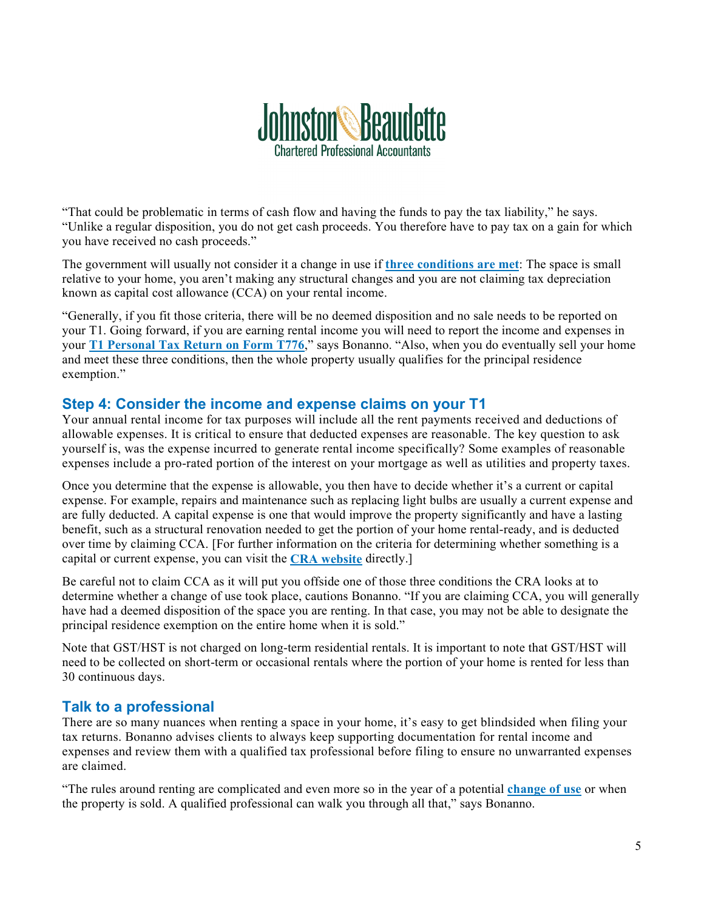"That could be problematic in terms of cash flow and having the funds to pay the tax liability," he says. "Unlike a regular disposition, you do not get cash proceeds. You therefore have to pay tax on a gain for which you have received no cash proceeds."

The government will usually not consider it a change in use if **three conditions are met**: The space is small relative to your home, you aren't making any structural changes and you are not claiming tax depreciation known as capital cost allowance (CCA) on your rental income.

"Generally, if you fit those criteria, there will be no deemed disposition and no sale needs to be reported on your T1. Going forward, if you are earning rental income you will need to report the income and expenses in your **T1 Personal Tax Return on Form T776**," says Bonanno. "Also, when you do eventually sell your home and meet these three conditions, then the whole property usually qualifies for the principal residence exemption."

## Step 4: Consider the income and expense claims on your T1

Your annual rental income for tax purposes will include all the rent payments received and deductions of allowable expenses. It is critical to ensure that deducted expenses are reasonable. The key question to ask yourself is, was the expense incurred to generate rental income specifically? Some examples of reasonable expenses include a pro-rated portion of the interest on your mortgage as well as utilities and property taxes.

Once you determine that the expense is allowable, you then have to decide whether it's a current or capital expense. For example, repairs and maintenance such as replacing light bulbs are usually a current expense and are fully deducted. A capital expense is one that would improve the property significantly and have a lasting benefit, such as a structural renovation needed to get the portion of your home rental-ready, and is deducted over time by claiming CCA. [For further information on the criteria for determining whether something is a capital or current expense, you can visit the **CRA website** directly.]

Be careful not to claim CCA as it will put you offside one of those three conditions the CRA looks at to determine whether a change of use took place, cautions Bonanno. "If you are claiming CCA, you will generally have had a deemed disposition of the space you are renting. In that case, you may not be able to designate the principal residence exemption on the entire home when it is sold."

Note that GST/HST is not charged on long-term residential rentals. It is important to note that GST/HST will need to be collected on short-term or occasional rentals where the portion of your home is rented for less than 30 continuous days.

## Talk to a professional

There are so many nuances when renting a space in your home, it's easy to get blindsided when filing your tax returns. Bonanno advises clients to always keep supporting documentation for rental income and expenses and review them with a qualified tax professional before filing to ensure no unwarranted expenses are claimed.

"The rules around renting are complicated and even more so in the year of a potential **change of use** or when the property is sold. A qualified professional can walk you through all that," says Bonanno.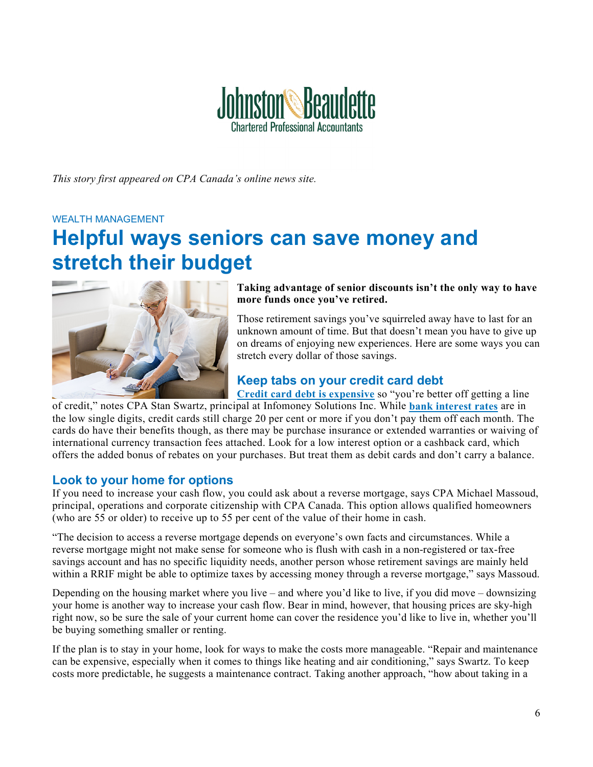*This story first appeared on CPA Canada's online news site.*

WEALTH MANAGEMENT

# Helpful ways seniors can save money and stretch their budget

**Taking advantage of senior discounts isn't the only way to have more funds once you've retired.**

Those retirement savings you've squirreled away have to last for an unknown amount of time. But that doesn't mean you have to give up on dreams of enjoying new experiences. Here are some ways you can stretch every dollar of those savings.

## Keep tabs on your credit card debt

**Credit card debt is expensive** so "you're better off getting a line of credit," notes CPA Stan Swartz, principal at Infomoney Solutions Inc. While **bank interest rates** are in the low single digits, credit cards still charge 20 per cent or more if you don't pay them off each month. The cards do have their benefits though, as there may be purchase insurance or extended warranties or waiving of international currency transaction fees attached. Look for a low interest option or a cashback card, which offers the added bonus of rebates on your purchases. But treat them as debit cards and don't carry a balance.

## Look to your home for options

If you need to increase your cash flow, you could ask about a reverse mortgage, says CPA Michael Massoud, principal, operations and corporate citizenship with CPA Canada. This option allows qualified homeowners (who are 55 or older) to receive up to 55 per cent of the value of their home in cash.

"The decision to access a reverse mortgage depends on everyone's own facts and circumstances. While a reverse mortgage might not make sense for someone who is flush with cash in a non-registered or tax-free savings account and has no specific liquidity needs, another person whose retirement savings are mainly held within a RRIF might be able to optimize taxes by accessing money through a reverse mortgage," says Massoud.

Depending on the housing market where you live – and where you'd like to live, if you did move – downsizing your home is another way to increase your cash flow. Bear in mind, however, that housing prices are sky-high right now, so be sure the sale of your current home can cover the residence you'd like to live in, whether you'll be buying something smaller or renting.

If the plan is to stay in your home, look for ways to make the costs more manageable. "Repair and maintenance can be expensive, especially when it comes to things like heating and air conditioning," says Swartz. To keep costs more predictable, he suggests a maintenance contract. Taking another approach, "how about taking in a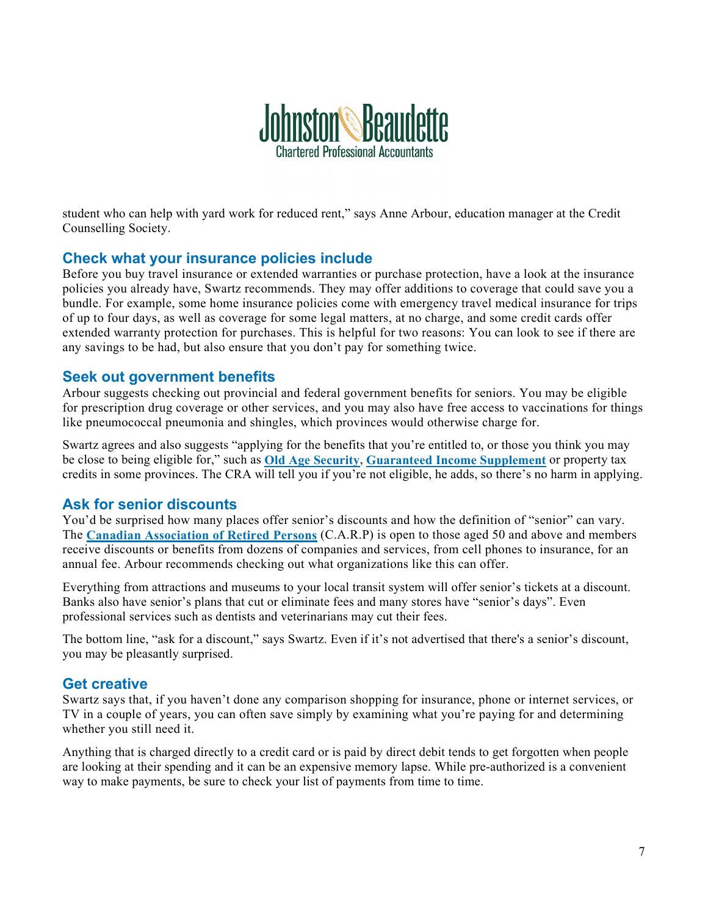student who can help with yard work for reduced rent," says Anne Arbour, education manager at the Credit Counselling Society.

## Check what your insurance policies include

Before you buy travel insurance or extended warranties or purchase protection, have a look at the insurance policies you already have, Swartz recommends. They may offer additions to coverage that could save you a bundle. For example, some home insurance policies come with emergency travel medical insurance for trips of up to four days, as well as coverage for some legal matters, at no charge, and some credit cards offer extended warranty protection for purchases. This is helpful for two reasons: You can look to see if there are any savings to be had, but also ensure that you don't pay for something twice.

## Seek out government benefits

Arbour suggests checking out provincial and federal government benefits for seniors. You may be eligible for prescription drug coverage or other services, and you may also have free access to vaccinations for things like pneumococcal pneumonia and shingles, which provinces would otherwise charge for.

Swartz agrees and also suggests "applying for the benefits that you're entitled to, or those you think you may be close to being eligible for," such as **Old Age Security**, **Guaranteed Income Supplement** or property tax credits in some provinces. The CRA will tell you if you're not eligible, he adds, so there's no harm in applying.

## Ask for senior discounts

You'd be surprised how many places offer senior's discounts and how the definition of "senior" can vary. The **Canadian Association of Retired Persons** (C.A.R.P) is open to those aged 50 and above and members receive discounts or benefits from dozens of companies and services, from cell phones to insurance, for an annual fee. Arbour recommends checking out what organizations like this can offer.

Everything from attractions and museums to your local transit system will offer senior's tickets at a discount. Banks also have senior's plans that cut or eliminate fees and many stores have "senior's days". Even professional services such as dentists and veterinarians may cut their fees.

The bottom line, "ask for a discount," says Swartz. Even if it's not advertised that there's a senior's discount, you may be pleasantly surprised.

## Get creative

Swartz says that, if you haven't done any comparison shopping for insurance, phone or internet services, or TV in a couple of years, you can often save simply by examining what you're paying for and determining whether you still need it.

Anything that is charged directly to a credit card or is paid by direct debit tends to get forgotten when people are looking at their spending and it can be an expensive memory lapse. While pre-authorized is a convenient way to make payments, be sure to check your list of payments from time to time.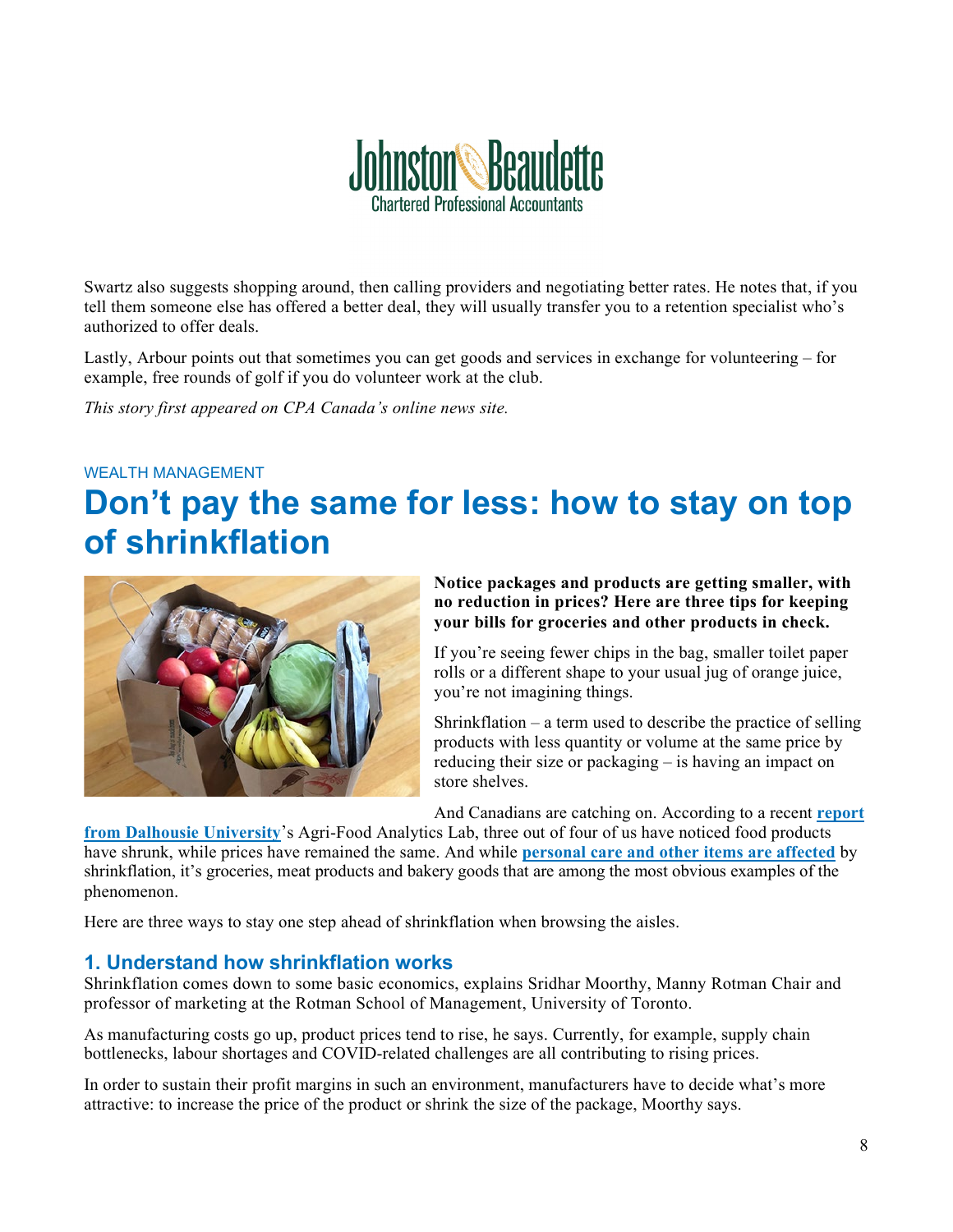Swartz also suggests shopping around, then calling providers and negotiating better rates. He notes that, if you tell them someone else has offered a better deal, they will usually transfer you to a retention specialist who's authorized to offer deals.

Lastly, Arbour points out that sometimes you can get goods and services in exchange for volunteering – for example, free rounds of golf if you do volunteer work at the club.

*This story first appeared on CPA Canada's online news site.*

WEALTH MANAGEMENT

# Don't pay the same for less: how to stay on top of shrinkflation

**Notice packages and products are getting smaller, with no reduction in prices? Here are three tips for keeping your bills for groceries and other products in check.**

If you're seeing fewer chips in the bag, smaller toilet paper rolls or a different shape to your usual jug of orange juice, you're not imagining things.

Shrinkflation – a term used to describe the practice of selling products with less quantity or volume at the same price by reducing their size or packaging – is having an impact on store shelves.

And Canadians are catching on. According to a recent **report from Dalhousie University**'s Agri-Food Analytics Lab, three out of four of us have noticed food products have shrunk, while prices have remained the same. And while **personal care and other items are affected** by shrinkflation, it's groceries, meat products and bakery goods that are among the most obvious examples of the phenomenon.

Here are three ways to stay one step ahead of shrinkflation when browsing the aisles.

## 1. Understand how shrinkflation works

Shrinkflation comes down to some basic economics, explains Sridhar Moorthy, Manny Rotman Chair and professor of marketing at the Rotman School of Management, University of Toronto.

As manufacturing costs go up, product prices tend to rise, he says. Currently, for example, supply chain bottlenecks, labour shortages and COVID-related challenges are all contributing to rising prices.

In order to sustain their profit margins in such an environment, manufacturers have to decide what's more attractive: to increase the price of the product or shrink the size of the package, Moorthy says.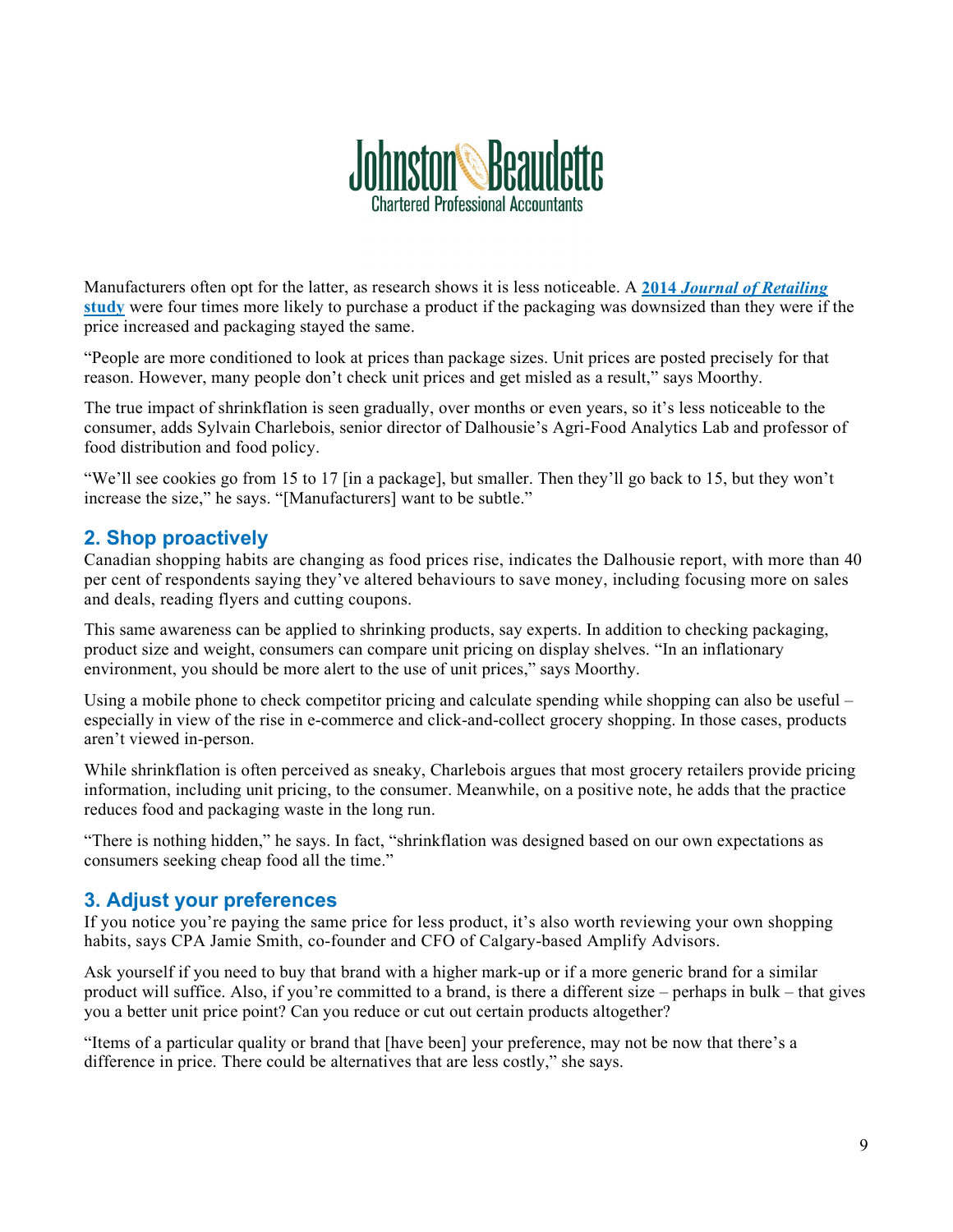Manufacturers often opt for the latter, as research shows it is less noticeable. A **[2014 *Journal of Retailing* study]** were four times more likely to purchase a product if the packaging was downsized than they were if the price increased and packaging stayed the same.

"People are more conditioned to look at prices than package sizes. Unit prices are posted precisely for that reason. However, many people don't check unit prices and get misled as a result," says Moorthy.

The true impact of shrinkflation is seen gradually, over months or even years, so it's less noticeable to the consumer, adds Sylvain Charlebois, senior director of Dalhousie's Agri-Food Analytics Lab and professor of food distribution and food policy.

"We'll see cookies go from 15 to 17 [in a package], but smaller. Then they'll go back to 15, but they won't increase the size," he says. "[Manufacturers] want to be subtle."

## 2. Shop proactively

Canadian shopping habits are changing as food prices rise, indicates the Dalhousie report, with more than 40 per cent of respondents saying they've altered behaviours to save money, including focusing more on sales and deals, reading flyers and cutting coupons.

This same awareness can be applied to shrinking products, say experts. In addition to checking packaging, product size and weight, consumers can compare unit pricing on display shelves. "In an inflationary environment, you should be more alert to the use of unit prices," says Moorthy.

Using a mobile phone to check competitor pricing and calculate spending while shopping can also be useful – especially in view of the rise in e-commerce and click-and-collect grocery shopping. In those cases, products aren't viewed in-person.

While shrinkflation is often perceived as sneaky, Charlebois argues that most grocery retailers provide pricing information, including unit pricing, to the consumer. Meanwhile, on a positive note, he adds that the practice reduces food and packaging waste in the long run.

"There is nothing hidden," he says. In fact, "shrinkflation was designed based on our own expectations as consumers seeking cheap food all the time."

## 3. Adjust your preferences

If you notice you're paying the same price for less product, it's also worth reviewing your own shopping habits, says CPA Jamie Smith, co-founder and CFO of Calgary-based Amplify Advisors.

Ask yourself if you need to buy that brand with a higher mark-up or if a more generic brand for a similar product will suffice. Also, if you're committed to a brand, is there a different size – perhaps in bulk – that gives you a better unit price point? Can you reduce or cut out certain products altogether?

"Items of a particular quality or brand that [have been] your preference, may not be now that there's a difference in price. There could be alternatives that are less costly," she says.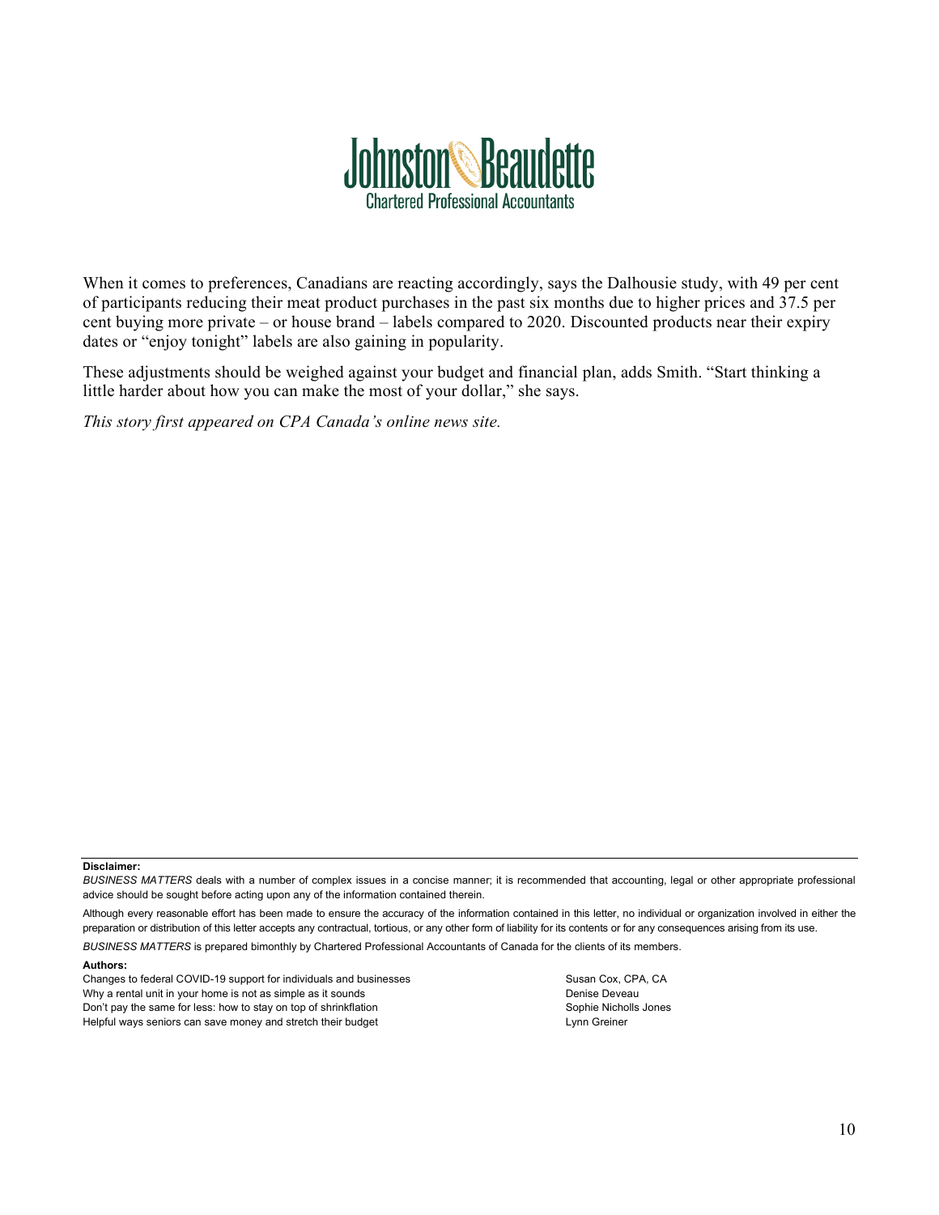When it comes to preferences, Canadians are reacting accordingly, says the Dalhousie study, with 49 per cent of participants reducing their meat product purchases in the past six months due to higher prices and 37.5 per cent buying more private – or house brand – labels compared to 2020. Discounted products near their expiry dates or "enjoy tonight" labels are also gaining in popularity.

These adjustments should be weighed against your budget and financial plan, adds Smith. "Start thinking a little harder about how you can make the most of your dollar," she says.

*This story first appeared on CPA Canada's online news site.*

---

**Disclaimer:**

*BUSINESS MATTERS* deals with a number of complex issues in a concise manner; it is recommended that accounting, legal or other appropriate professional advice should be sought before acting upon any of the information contained therein.

Although every reasonable effort has been made to ensure the accuracy of the information contained in this letter, no individual or organization involved in either the preparation or distribution of this letter accepts any contractual, tortious, or any other form of liability for its contents or for any consequences arising from its use.

*BUSINESS MATTERS* is prepared bimonthly by Chartered Professional Accountants of Canada for the clients of its members.

**Authors:**

| | |
|---|---|
| Changes to federal COVID-19 support for individuals and businesses | Susan Cox, CPA, CA |
| Why a rental unit in your home is not as simple as it sounds | Denise Deveau |
| Don't pay the same for less: how to stay on top of shrinkflation | Sophie Nicholls Jones |
| Helpful ways seniors can save money and stretch their budget | Lynn Greiner |